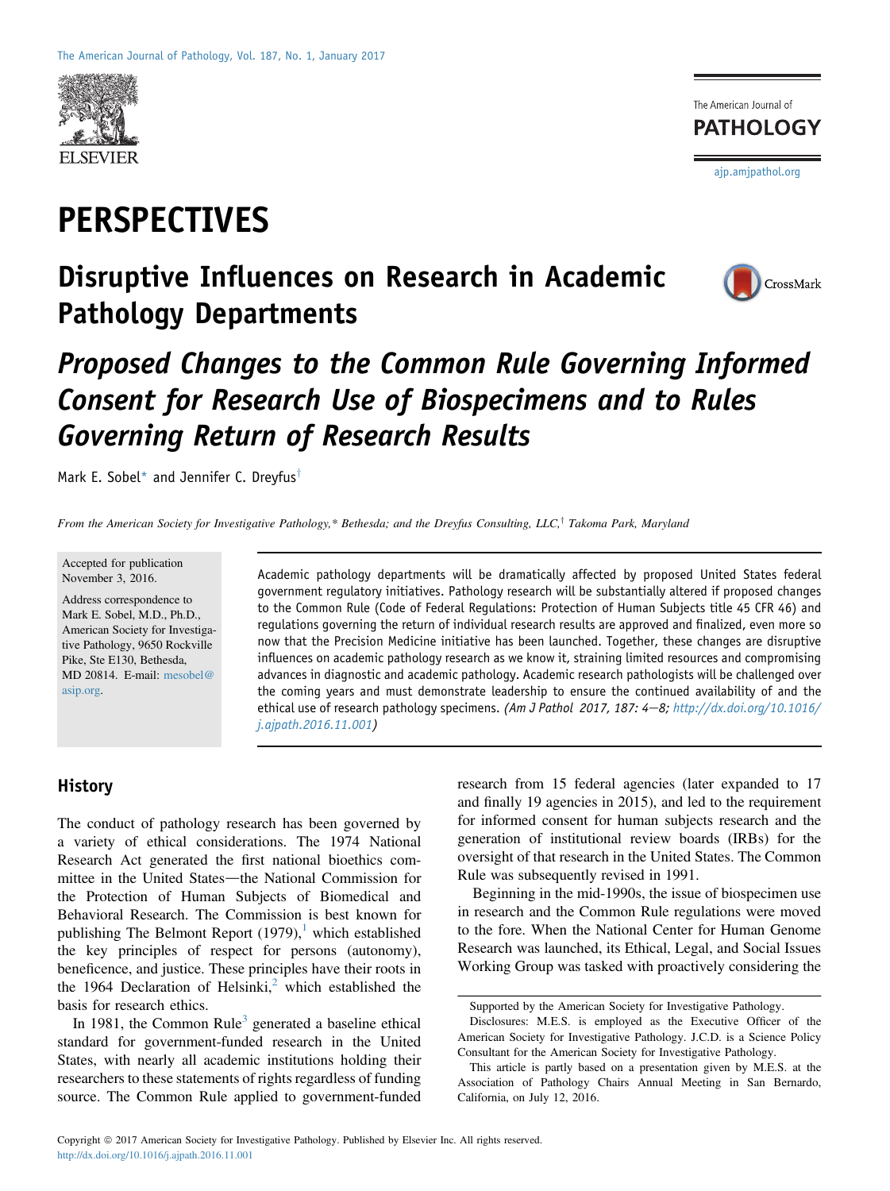# PERSPECTIVES

## Disruptive Influences on Research in Academic Pathology Departments

### *Proposed Changes to the Common Rule Governing Informed Consent for Research Use of Biospecimens and to Rules Governing Return of Research Results*

Mark E. Sobel* and Jennifer C. Dreyfus†

*From the American Society for Investigative Pathology,* Bethesda; and the Dreyfus Consulting, LLC,† Takoma Park, Maryland*

Accepted for publication November 3, 2016.

Address correspondence to Mark E. Sobel, M.D., Ph.D., American Society for Investigative Pathology, 9650 Rockville Pike, Ste E130, Bethesda, MD 20814. E-mail: mesobel@asip.org.

Academic pathology departments will be dramatically affected by proposed United States federal government regulatory initiatives. Pathology research will be substantially altered if proposed changes to the Common Rule (Code of Federal Regulations: Protection of Human Subjects title 45 CFR 46) and regulations governing the return of individual research results are approved and finalized, even more so now that the Precision Medicine initiative has been launched. Together, these changes are disruptive influences on academic pathology research as we know it, straining limited resources and compromising advances in diagnostic and academic pathology. Academic research pathologists will be challenged over the coming years and must demonstrate leadership to ensure the continued availability of and the ethical use of research pathology specimens. *(Am J Pathol 2017, 187: 4–8; http://dx.doi.org/10.1016/j.ajpath.2016.11.001)*

## History

The conduct of pathology research has been governed by a variety of ethical considerations. The 1974 National Research Act generated the first national bioethics committee in the United States—the National Commission for the Protection of Human Subjects of Biomedical and Behavioral Research. The Commission is best known for publishing The Belmont Report (1979),[1] which established the key principles of respect for persons (autonomy), beneficence, and justice. These principles have their roots in the 1964 Declaration of Helsinki,[2] which established the basis for research ethics.

In 1981, the Common Rule[3] generated a baseline ethical standard for government-funded research in the United States, with nearly all academic institutions holding their researchers to these statements of rights regardless of funding source. The Common Rule applied to government-funded research from 15 federal agencies (later expanded to 17 and finally 19 agencies in 2015), and led to the requirement for informed consent for human subjects research and the generation of institutional review boards (IRBs) for the oversight of that research in the United States. The Common Rule was subsequently revised in 1991.

Beginning in the mid-1990s, the issue of biospecimen use in research and the Common Rule regulations were moved to the fore. When the National Center for Human Genome Research was launched, its Ethical, Legal, and Social Issues Working Group was tasked with proactively considering the

Supported by the American Society for Investigative Pathology.

Disclosures: M.E.S. is employed as the Executive Officer of the American Society for Investigative Pathology. J.C.D. is a Science Policy Consultant for the American Society for Investigative Pathology.

This article is partly based on a presentation given by M.E.S. at the Association of Pathology Chairs Annual Meeting in San Bernardo, California, on July 12, 2016.

Copyright © 2017 American Society for Investigative Pathology. Published by Elsevier Inc. All rights reserved.
http://dx.doi.org/10.1016/j.ajpath.2016.11.001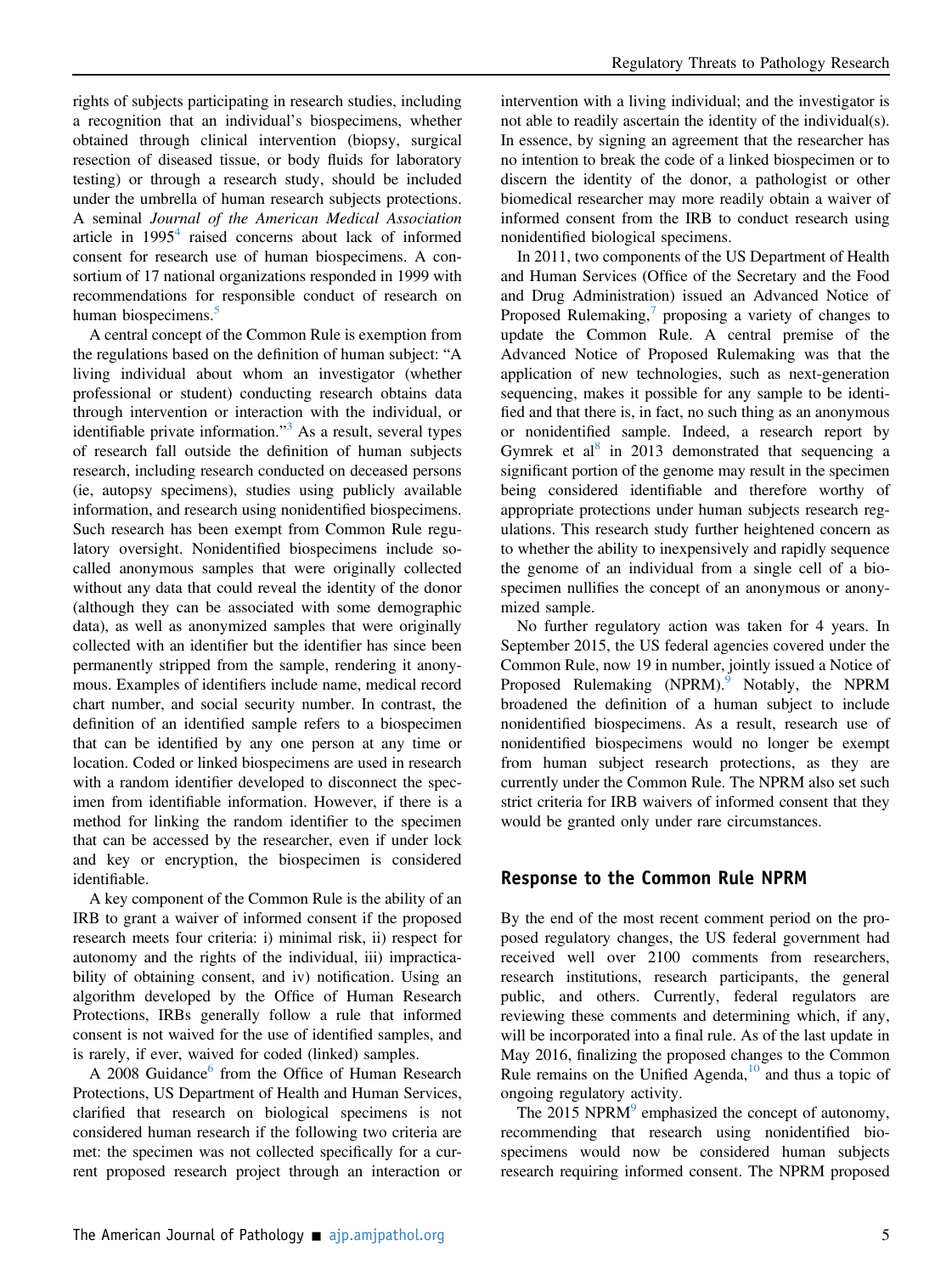rights of subjects participating in research studies, including a recognition that an individual's biospecimens, whether obtained through clinical intervention (biopsy, surgical resection of diseased tissue, or body fluids for laboratory testing) or through a research study, should be included under the umbrella of human research subjects protections. A seminal *Journal of the American Medical Association* article in 1995[4] raised concerns about lack of informed consent for research use of human biospecimens. A consortium of 17 national organizations responded in 1999 with recommendations for responsible conduct of research on human biospecimens.[5]

A central concept of the Common Rule is exemption from the regulations based on the definition of human subject: "A living individual about whom an investigator (whether professional or student) conducting research obtains data through intervention or interaction with the individual, or identifiable private information."[3] As a result, several types of research fall outside the definition of human subjects research, including research conducted on deceased persons (ie, autopsy specimens), studies using publicly available information, and research using nonidentified biospecimens. Such research has been exempt from Common Rule regulatory oversight. Nonidentified biospecimens include so-called anonymous samples that were originally collected without any data that could reveal the identity of the donor (although they can be associated with some demographic data), as well as anonymized samples that were originally collected with an identifier but the identifier has since been permanently stripped from the sample, rendering it anonymous. Examples of identifiers include name, medical record chart number, and social security number. In contrast, the definition of an identified sample refers to a biospecimen that can be identified by any one person at any time or location. Coded or linked biospecimens are used in research with a random identifier developed to disconnect the specimen from identifiable information. However, if there is a method for linking the random identifier to the specimen that can be accessed by the researcher, even if under lock and key or encryption, the biospecimen is considered identifiable.

A key component of the Common Rule is the ability of an IRB to grant a waiver of informed consent if the proposed research meets four criteria: i) minimal risk, ii) respect for autonomy and the rights of the individual, iii) impracticability of obtaining consent, and iv) notification. Using an algorithm developed by the Office of Human Research Protections, IRBs generally follow a rule that informed consent is not waived for the use of identified samples, and is rarely, if ever, waived for coded (linked) samples.

A 2008 Guidance[6] from the Office of Human Research Protections, US Department of Health and Human Services, clarified that research on biological specimens is not considered human research if the following two criteria are met: the specimen was not collected specifically for a current proposed research project through an interaction or intervention with a living individual; and the investigator is not able to readily ascertain the identity of the individual(s). In essence, by signing an agreement that the researcher has no intention to break the code of a linked biospecimen or to discern the identity of the donor, a pathologist or other biomedical researcher may more readily obtain a waiver of informed consent from the IRB to conduct research using nonidentified biological specimens.

In 2011, two components of the US Department of Health and Human Services (Office of the Secretary and the Food and Drug Administration) issued an Advanced Notice of Proposed Rulemaking,[7] proposing a variety of changes to update the Common Rule. A central premise of the Advanced Notice of Proposed Rulemaking was that the application of new technologies, such as next-generation sequencing, makes it possible for any sample to be identified and that there is, in fact, no such thing as an anonymous or nonidentified sample. Indeed, a research report by Gymrek et al[8] in 2013 demonstrated that sequencing a significant portion of the genome may result in the specimen being considered identifiable and therefore worthy of appropriate protections under human subjects research regulations. This research study further heightened concern as to whether the ability to inexpensively and rapidly sequence the genome of an individual from a single cell of a biospecimen nullifies the concept of an anonymous or anonymized sample.

No further regulatory action was taken for 4 years. In September 2015, the US federal agencies covered under the Common Rule, now 19 in number, jointly issued a Notice of Proposed Rulemaking (NPRM).[9] Notably, the NPRM broadened the definition of a human subject to include nonidentified biospecimens. As a result, research use of nonidentified biospecimens would no longer be exempt from human subject research protections, as they are currently under the Common Rule. The NPRM also set such strict criteria for IRB waivers of informed consent that they would be granted only under rare circumstances.

## Response to the Common Rule NPRM

By the end of the most recent comment period on the proposed regulatory changes, the US federal government had received well over 2100 comments from researchers, research institutions, research participants, the general public, and others. Currently, federal regulators are reviewing these comments and determining which, if any, will be incorporated into a final rule. As of the last update in May 2016, finalizing the proposed changes to the Common Rule remains on the Unified Agenda,[10] and thus a topic of ongoing regulatory activity.

The 2015 NPRM[9] emphasized the concept of autonomy, recommending that research using nonidentified biospecimens would now be considered human subjects research requiring informed consent. The NPRM proposed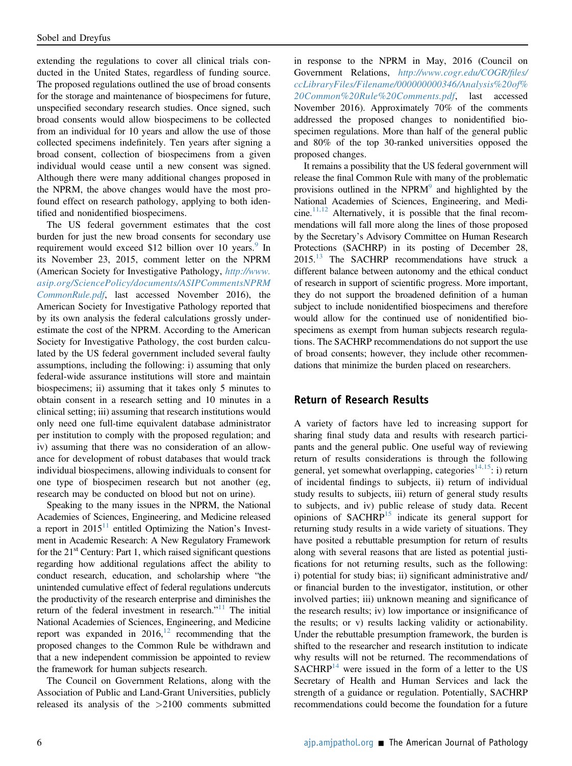extending the regulations to cover all clinical trials conducted in the United States, regardless of funding source. The proposed regulations outlined the use of broad consents for the storage and maintenance of biospecimens for future, unspecified secondary research studies. Once signed, such broad consents would allow biospecimens to be collected from an individual for 10 years and allow the use of those collected specimens indefinitely. Ten years after signing a broad consent, collection of biospecimens from a given individual would cease until a new consent was signed. Although there were many additional changes proposed in the NPRM, the above changes would have the most profound effect on research pathology, applying to both identified and nonidentified biospecimens.

The US federal government estimates that the cost burden for just the new broad consents for secondary use requirement would exceed $12 billion over 10 years.[9] In its November 23, 2015, comment letter on the NPRM (American Society for Investigative Pathology, *http://www.asip.org/SciencePolicy/documents/ASIPCommentsNPRMCommonRule.pdf*, last accessed November 2016), the American Society for Investigative Pathology reported that by its own analysis the federal calculations grossly underestimate the cost of the NPRM. According to the American Society for Investigative Pathology, the cost burden calculated by the US federal government included several faulty assumptions, including the following: i) assuming that only federal-wide assurance institutions will store and maintain biospecimens; ii) assuming that it takes only 5 minutes to obtain consent in a research setting and 10 minutes in a clinical setting; iii) assuming that research institutions would only need one full-time equivalent database administrator per institution to comply with the proposed regulation; and iv) assuming that there was no consideration of an allowance for development of robust databases that would track individual biospecimens, allowing individuals to consent for one type of biospecimen research but not another (eg, research may be conducted on blood but not on urine).

Speaking to the many issues in the NPRM, the National Academies of Sciences, Engineering, and Medicine released a report in 2015[11] entitled Optimizing the Nation's Investment in Academic Research: A New Regulatory Framework for the 21st Century: Part 1, which raised significant questions regarding how additional regulations affect the ability to conduct research, education, and scholarship where "the unintended cumulative effect of federal regulations undercuts the productivity of the research enterprise and diminishes the return of the federal investment in research."[11] The initial National Academies of Sciences, Engineering, and Medicine report was expanded in 2016,[12] recommending that the proposed changes to the Common Rule be withdrawn and that a new independent commission be appointed to review the framework for human subjects research.

The Council on Government Relations, along with the Association of Public and Land-Grant Universities, publicly released its analysis of the >2100 comments submitted in response to the NPRM in May, 2016 (Council on Government Relations, *http://www.cogr.edu/COGR/files/ccLibraryFiles/Filename/000000000346/Analysis%20of%20Common%20Rule%20Comments.pdf*, last accessed November 2016). Approximately 70% of the comments addressed the proposed changes to nonidentified biospecimen regulations. More than half of the general public and 80% of the top 30-ranked universities opposed the proposed changes.

It remains a possibility that the US federal government will release the final Common Rule with many of the problematic provisions outlined in the NPRM[9] and highlighted by the National Academies of Sciences, Engineering, and Medicine.[11,12] Alternatively, it is possible that the final recommendations will fall more along the lines of those proposed by the Secretary's Advisory Committee on Human Research Protections (SACHRP) in its posting of December 28, 2015.[13] The SACHRP recommendations have struck a different balance between autonomy and the ethical conduct of research in support of scientific progress. More important, they do not support the broadened definition of a human subject to include nonidentified biospecimens and therefore would allow for the continued use of nonidentified biospecimens as exempt from human subjects research regulations. The SACHRP recommendations do not support the use of broad consents; however, they include other recommendations that minimize the burden placed on researchers.

## Return of Research Results

A variety of factors have led to increasing support for sharing final study data and results with research participants and the general public. One useful way of reviewing return of results considerations is through the following general, yet somewhat overlapping, categories[14,15]: i) return of incidental findings to subjects, ii) return of individual study results to subjects, iii) return of general study results to subjects, and iv) public release of study data. Recent opinions of SACHRP[15] indicate its general support for returning study results in a wide variety of situations. They have posited a rebuttable presumption for return of results along with several reasons that are listed as potential justifications for not returning results, such as the following: i) potential for study bias; ii) significant administrative and/or financial burden to the investigator, institution, or other involved parties; iii) unknown meaning and significance of the research results; iv) low importance or insignificance of the results; or v) results lacking validity or actionability. Under the rebuttable presumption framework, the burden is shifted to the researcher and research institution to indicate why results will not be returned. The recommendations of SACHRP[14] were issued in the form of a letter to the US Secretary of Health and Human Services and lack the strength of a guidance or regulation. Potentially, SACHRP recommendations could become the foundation for a future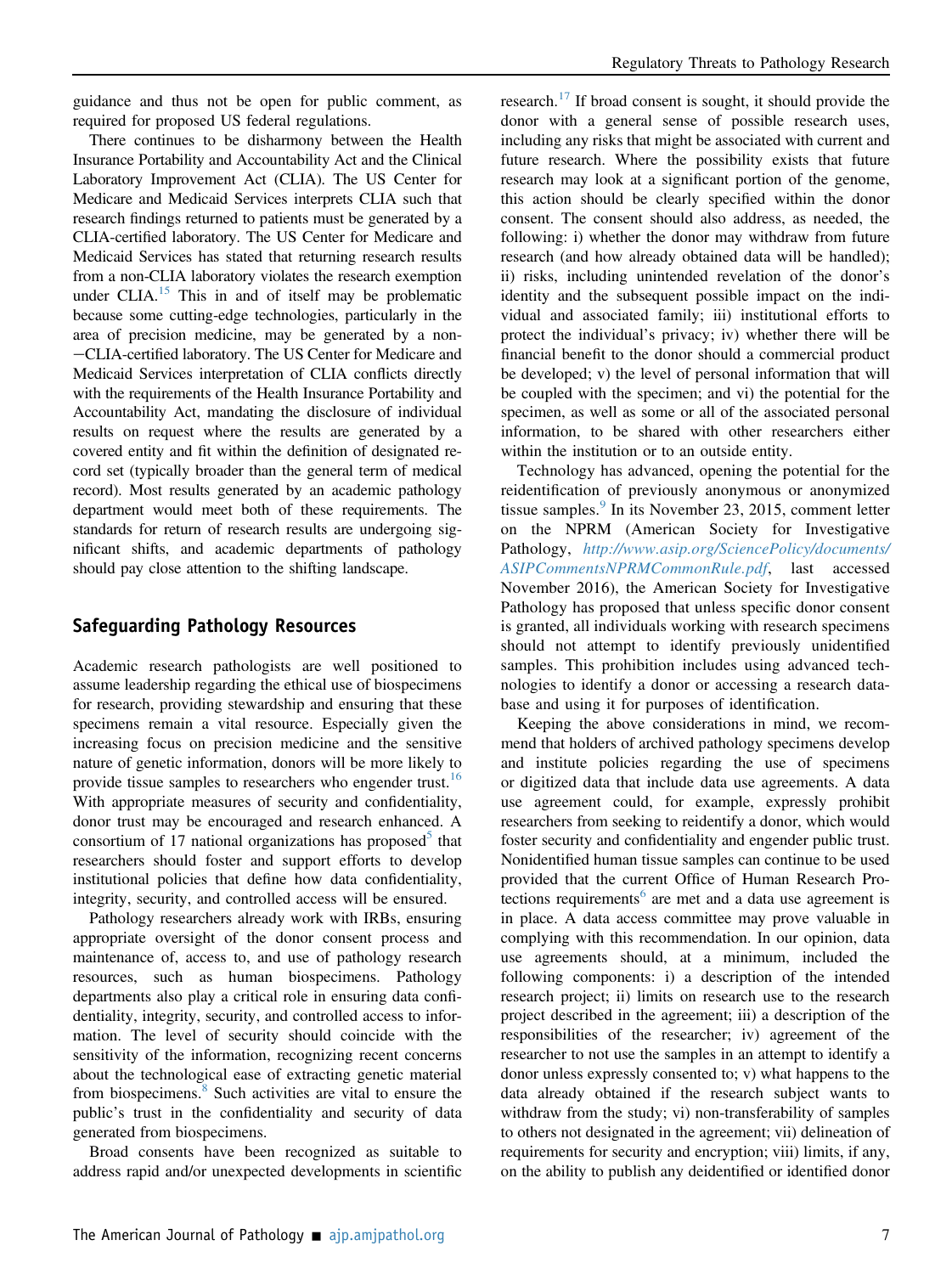guidance and thus not be open for public comment, as required for proposed US federal regulations.

There continues to be disharmony between the Health Insurance Portability and Accountability Act and the Clinical Laboratory Improvement Act (CLIA). The US Center for Medicare and Medicaid Services interprets CLIA such that research findings returned to patients must be generated by a CLIA-certified laboratory. The US Center for Medicare and Medicaid Services has stated that returning research results from a non-CLIA laboratory violates the research exemption under CLIA.[15] This in and of itself may be problematic because some cutting-edge technologies, particularly in the area of precision medicine, may be generated by a non−CLIA-certified laboratory. The US Center for Medicare and Medicaid Services interpretation of CLIA conflicts directly with the requirements of the Health Insurance Portability and Accountability Act, mandating the disclosure of individual results on request where the results are generated by a covered entity and fit within the definition of designated record set (typically broader than the general term of medical record). Most results generated by an academic pathology department would meet both of these requirements. The standards for return of research results are undergoing significant shifts, and academic departments of pathology should pay close attention to the shifting landscape.

## Safeguarding Pathology Resources

Academic research pathologists are well positioned to assume leadership regarding the ethical use of biospecimens for research, providing stewardship and ensuring that these specimens remain a vital resource. Especially given the increasing focus on precision medicine and the sensitive nature of genetic information, donors will be more likely to provide tissue samples to researchers who engender trust.[16] With appropriate measures of security and confidentiality, donor trust may be encouraged and research enhanced. A consortium of 17 national organizations has proposed[5] that researchers should foster and support efforts to develop institutional policies that define how data confidentiality, integrity, security, and controlled access will be ensured.

Pathology researchers already work with IRBs, ensuring appropriate oversight of the donor consent process and maintenance of, access to, and use of pathology research resources, such as human biospecimens. Pathology departments also play a critical role in ensuring data confidentiality, integrity, security, and controlled access to information. The level of security should coincide with the sensitivity of the information, recognizing recent concerns about the technological ease of extracting genetic material from biospecimens.[8] Such activities are vital to ensure the public's trust in the confidentiality and security of data generated from biospecimens.

Broad consents have been recognized as suitable to address rapid and/or unexpected developments in scientific research.[17] If broad consent is sought, it should provide the donor with a general sense of possible research uses, including any risks that might be associated with current and future research. Where the possibility exists that future research may look at a significant portion of the genome, this action should be clearly specified within the donor consent. The consent should also address, as needed, the following: i) whether the donor may withdraw from future research (and how already obtained data will be handled); ii) risks, including unintended revelation of the donor's identity and the subsequent possible impact on the individual and associated family; iii) institutional efforts to protect the individual's privacy; iv) whether there will be financial benefit to the donor should a commercial product be developed; v) the level of personal information that will be coupled with the specimen; and vi) the potential for the specimen, as well as some or all of the associated personal information, to be shared with other researchers either within the institution or to an outside entity.

Technology has advanced, opening the potential for the reidentification of previously anonymous or anonymized tissue samples.[9] In its November 23, 2015, comment letter on the NPRM (American Society for Investigative Pathology, *http://www.asip.org/SciencePolicy/documents/ASIPCommentsNPRMCommonRule.pdf*, last accessed November 2016), the American Society for Investigative Pathology has proposed that unless specific donor consent is granted, all individuals working with research specimens should not attempt to identify previously unidentified samples. This prohibition includes using advanced technologies to identify a donor or accessing a research database and using it for purposes of identification.

Keeping the above considerations in mind, we recommend that holders of archived pathology specimens develop and institute policies regarding the use of specimens or digitized data that include data use agreements. A data use agreement could, for example, expressly prohibit researchers from seeking to reidentify a donor, which would foster security and confidentiality and engender public trust. Nonidentified human tissue samples can continue to be used provided that the current Office of Human Research Protections requirements[6] are met and a data use agreement is in place. A data access committee may prove valuable in complying with this recommendation. In our opinion, data use agreements should, at a minimum, included the following components: i) a description of the intended research project; ii) limits on research use to the research project described in the agreement; iii) a description of the responsibilities of the researcher; iv) agreement of the researcher to not use the samples in an attempt to identify a donor unless expressly consented to; v) what happens to the data already obtained if the research subject wants to withdraw from the study; vi) non-transferability of samples to others not designated in the agreement; vii) delineation of requirements for security and encryption; viii) limits, if any, on the ability to publish any deidentified or identified donor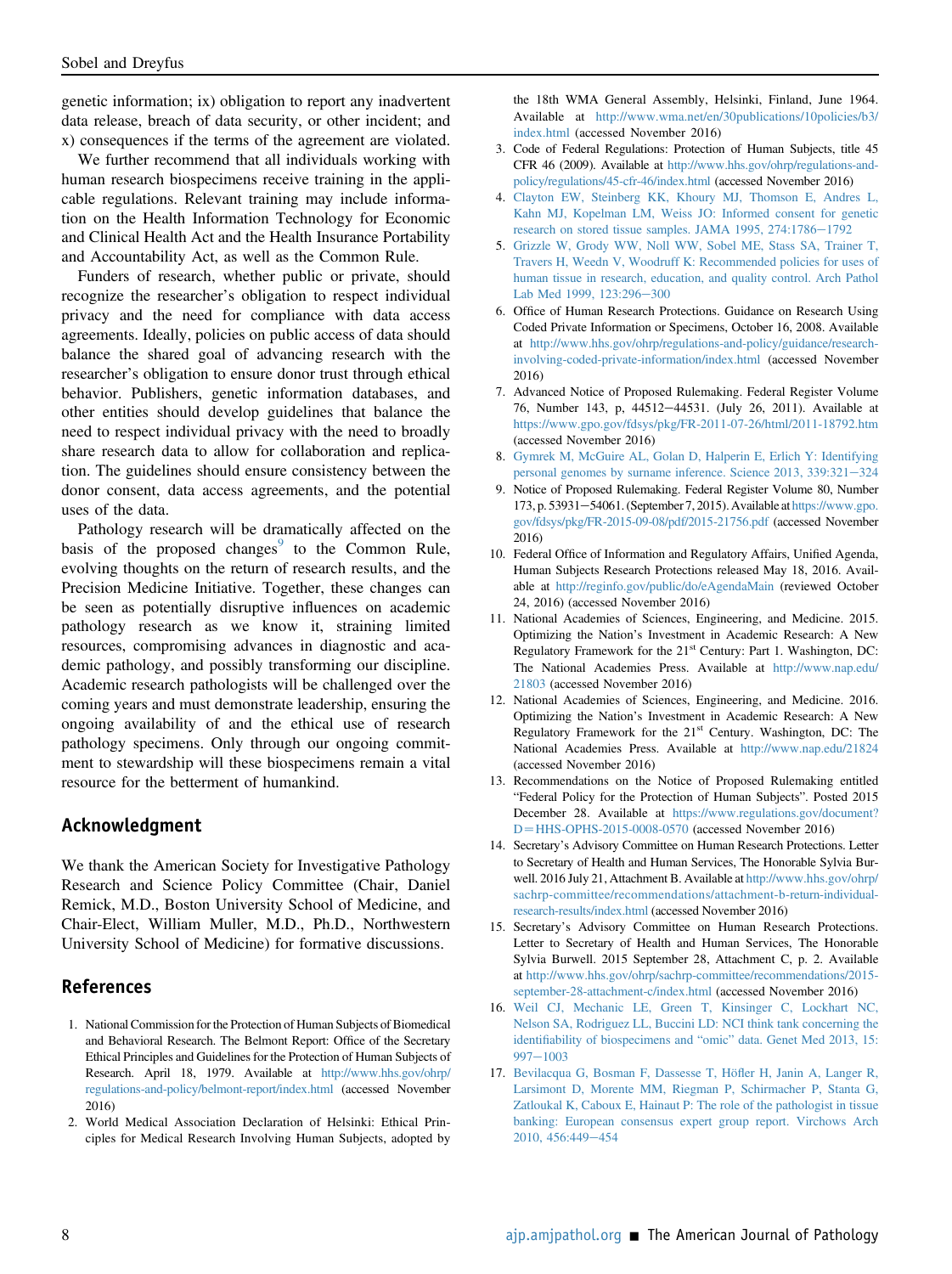genetic information; ix) obligation to report any inadvertent data release, breach of data security, or other incident; and x) consequences if the terms of the agreement are violated.

We further recommend that all individuals working with human research biospecimens receive training in the applicable regulations. Relevant training may include information on the Health Information Technology for Economic and Clinical Health Act and the Health Insurance Portability and Accountability Act, as well as the Common Rule.

Funders of research, whether public or private, should recognize the researcher's obligation to respect individual privacy and the need for compliance with data access agreements. Ideally, policies on public access of data should balance the shared goal of advancing research with the researcher's obligation to ensure donor trust through ethical behavior. Publishers, genetic information databases, and other entities should develop guidelines that balance the need to respect individual privacy with the need to broadly share research data to allow for collaboration and replication. The guidelines should ensure consistency between the donor consent, data access agreements, and the potential uses of the data.

Pathology research will be dramatically affected on the basis of the proposed changes[9] to the Common Rule, evolving thoughts on the return of research results, and the Precision Medicine Initiative. Together, these changes can be seen as potentially disruptive influences on academic pathology research as we know it, straining limited resources, compromising advances in diagnostic and academic pathology, and possibly transforming our discipline. Academic research pathologists will be challenged over the coming years and must demonstrate leadership, ensuring the ongoing availability of and the ethical use of research pathology specimens. Only through our ongoing commitment to stewardship will these biospecimens remain a vital resource for the betterment of humankind.

## Acknowledgment

We thank the American Society for Investigative Pathology Research and Science Policy Committee (Chair, Daniel Remick, M.D., Boston University School of Medicine, and Chair-Elect, William Muller, M.D., Ph.D., Northwestern University School of Medicine) for formative discussions.

## References

1. National Commission for the Protection of Human Subjects of Biomedical and Behavioral Research. The Belmont Report: Office of the Secretary Ethical Principles and Guidelines for the Protection of Human Subjects of Research. April 18, 1979. Available at http://www.hhs.gov/ohrp/regulations-and-policy/belmont-report/index.html (accessed November 2016)
2. World Medical Association Declaration of Helsinki: Ethical Principles for Medical Research Involving Human Subjects, adopted by the 18th WMA General Assembly, Helsinki, Finland, June 1964. Available at http://www.wma.net/en/30publications/10policies/b3/index.html (accessed November 2016)
3. Code of Federal Regulations: Protection of Human Subjects, title 45 CFR 46 (2009). Available at http://www.hhs.gov/ohrp/regulations-and-policy/regulations/45-cfr-46/index.html (accessed November 2016)
4. Clayton EW, Steinberg KK, Khoury MJ, Thomson E, Andres L, Kahn MJ, Kopelman LM, Weiss JO: Informed consent for genetic research on stored tissue samples. JAMA 1995, 274:1786−1792
5. Grizzle W, Grody WW, Noll WW, Sobel ME, Stass SA, Trainer T, Travers H, Weedn V, Woodruff K: Recommended policies for uses of human tissue in research, education, and quality control. Arch Pathol Lab Med 1999, 123:296−300
6. Office of Human Research Protections. Guidance on Research Using Coded Private Information or Specimens, October 16, 2008. Available at http://www.hhs.gov/ohrp/regulations-and-policy/guidance/research-involving-coded-private-information/index.html (accessed November 2016)
7. Advanced Notice of Proposed Rulemaking. Federal Register Volume 76, Number 143, p, 44512−44531. (July 26, 2011). Available at https://www.gpo.gov/fdsys/pkg/FR-2011-07-26/html/2011-18792.htm (accessed November 2016)
8. Gymrek M, McGuire AL, Golan D, Halperin E, Erlich Y: Identifying personal genomes by surname inference. Science 2013, 339:321−324
9. Notice of Proposed Rulemaking. Federal Register Volume 80, Number 173, p. 53931−54061. (September 7, 2015). Available at https://www.gpo.gov/fdsys/pkg/FR-2015-09-08/pdf/2015-21756.pdf (accessed November 2016)
10. Federal Office of Information and Regulatory Affairs, Unified Agenda, Human Subjects Research Protections released May 18, 2016. Available at http://reginfo.gov/public/do/eAgendaMain (reviewed October 24, 2016) (accessed November 2016)
11. National Academies of Sciences, Engineering, and Medicine. 2015. Optimizing the Nation's Investment in Academic Research: A New Regulatory Framework for the 21st Century: Part 1. Washington, DC: The National Academies Press. Available at http://www.nap.edu/21803 (accessed November 2016)
12. National Academies of Sciences, Engineering, and Medicine. 2016. Optimizing the Nation's Investment in Academic Research: A New Regulatory Framework for the 21st Century. Washington, DC: The National Academies Press. Available at http://www.nap.edu/21824 (accessed November 2016)
13. Recommendations on the Notice of Proposed Rulemaking entitled "Federal Policy for the Protection of Human Subjects". Posted 2015 December 28. Available at https://www.regulations.gov/document?D=HHS-OPHS-2015-0008-0570 (accessed November 2016)
14. Secretary's Advisory Committee on Human Research Protections. Letter to Secretary of Health and Human Services, The Honorable Sylvia Burwell. 2016 July 21, Attachment B. Available at http://www.hhs.gov/ohrp/sachrp-committee/recommendations/attachment-b-return-individual-research-results/index.html (accessed November 2016)
15. Secretary's Advisory Committee on Human Research Protections. Letter to Secretary of Health and Human Services, The Honorable Sylvia Burwell. 2015 September 28, Attachment C, p. 2. Available at http://www.hhs.gov/ohrp/sachrp-committee/recommendations/2015-september-28-attachment-c/index.html (accessed November 2016)
16. Weil CJ, Mechanic LE, Green T, Kinsinger C, Lockhart NC, Nelson SA, Rodriguez LL, Buccini LD: NCI think tank concerning the identifiability of biospecimens and "omic" data. Genet Med 2013, 15:997−1003
17. Bevilacqua G, Bosman F, Dassesse T, Höfler H, Janin A, Langer R, Larsimont D, Morente MM, Riegman P, Schirmacher P, Stanta G, Zatloukal K, Caboux E, Hainaut P: The role of the pathologist in tissue banking: European consensus expert group report. Virchows Arch 2010, 456:449−454